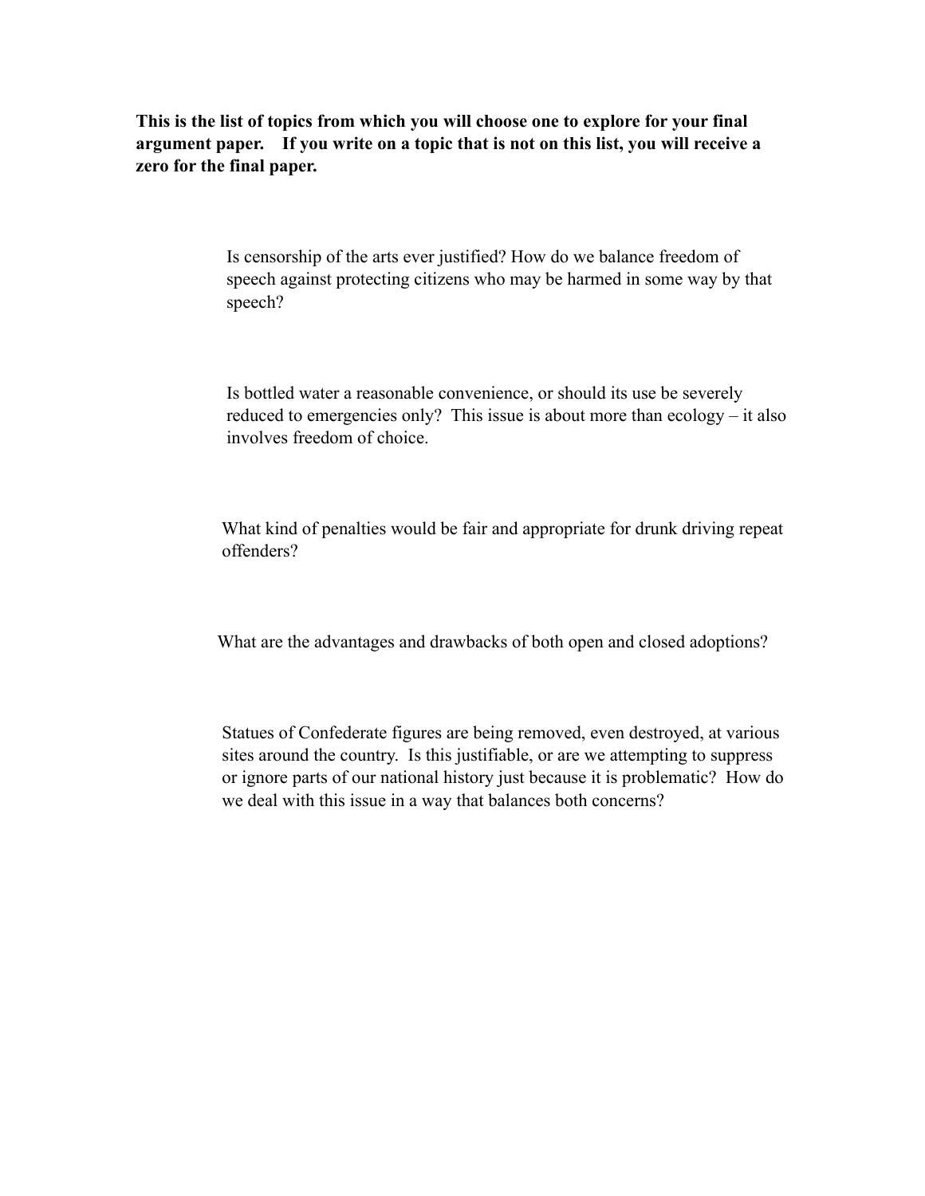**This is the list of topics from which you will choose one to explore for your final argument paper. If you write on a topic that is not on this list, you will receive a zero for the final paper.**

Is censorship of the arts ever justified? How do we balance freedom of speech against protecting citizens who may be harmed in some way by that speech?

Is bottled water a reasonable convenience, or should its use be severely reduced to emergencies only? This issue is about more than ecology – it also involves freedom of choice.

What kind of penalties would be fair and appropriate for drunk driving repeat offenders?

What are the advantages and drawbacks of both open and closed adoptions?

Statues of Confederate figures are being removed, even destroyed, at various sites around the country. Is this justifiable, or are we attempting to suppress or ignore parts of our national history just because it is problematic? How do we deal with this issue in a way that balances both concerns?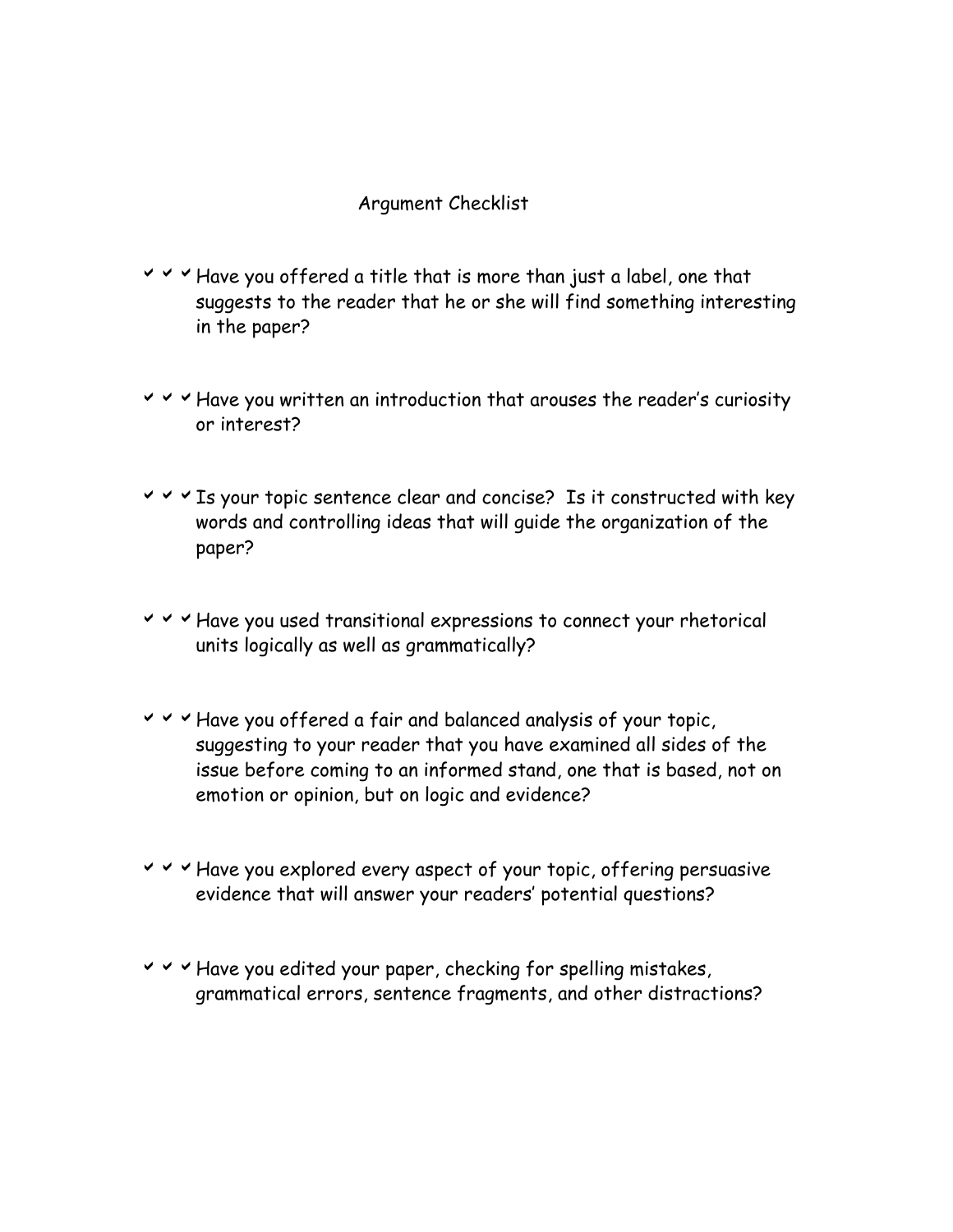# Argument Checklist

- ✓ ✓ ✓ Have you offered a title that is more than just a label, one that suggests to the reader that he or she will find something interesting in the paper?

- ✓ ✓ ✓ Have you written an introduction that arouses the reader's curiosity or interest?

- ✓ ✓ ✓ Is your topic sentence clear and concise? Is it constructed with key words and controlling ideas that will guide the organization of the paper?

- ✓ ✓ ✓ Have you used transitional expressions to connect your rhetorical units logically as well as grammatically?

- ✓ ✓ ✓ Have you offered a fair and balanced analysis of your topic, suggesting to your reader that you have examined all sides of the issue before coming to an informed stand, one that is based, not on emotion or opinion, but on logic and evidence?

- ✓ ✓ ✓ Have you explored every aspect of your topic, offering persuasive evidence that will answer your readers' potential questions?

- ✓ ✓ ✓ Have you edited your paper, checking for spelling mistakes, grammatical errors, sentence fragments, and other distractions?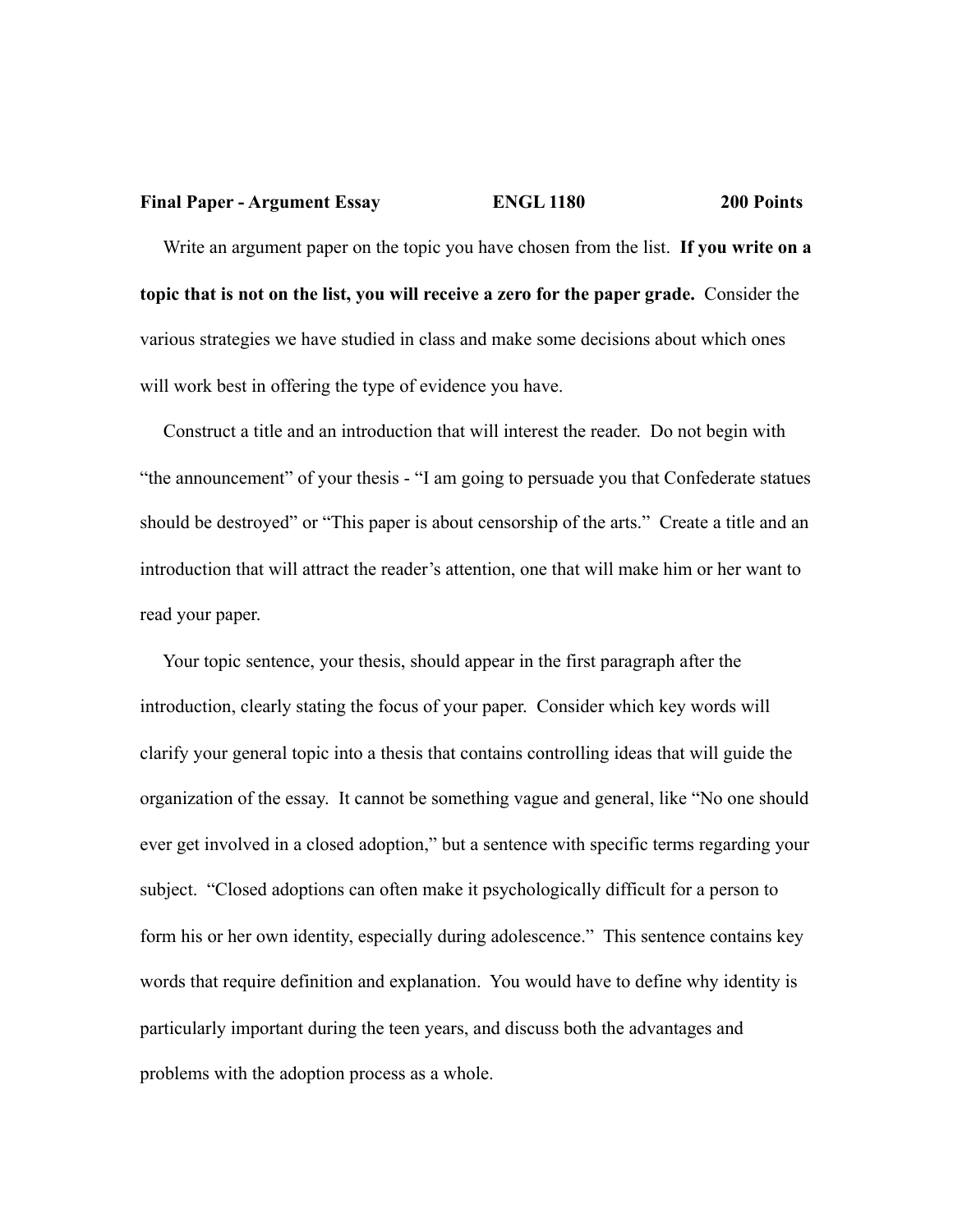**Final Paper - Argument Essay ENGL 1180 200 Points**

Write an argument paper on the topic you have chosen from the list. **If you write on a topic that is not on the list, you will receive a zero for the paper grade.** Consider the various strategies we have studied in class and make some decisions about which ones will work best in offering the type of evidence you have.

Construct a title and an introduction that will interest the reader. Do not begin with "the announcement" of your thesis - "I am going to persuade you that Confederate statues should be destroyed" or "This paper is about censorship of the arts." Create a title and an introduction that will attract the reader's attention, one that will make him or her want to read your paper.

Your topic sentence, your thesis, should appear in the first paragraph after the introduction, clearly stating the focus of your paper. Consider which key words will clarify your general topic into a thesis that contains controlling ideas that will guide the organization of the essay. It cannot be something vague and general, like "No one should ever get involved in a closed adoption," but a sentence with specific terms regarding your subject. "Closed adoptions can often make it psychologically difficult for a person to form his or her own identity, especially during adolescence." This sentence contains key words that require definition and explanation. You would have to define why identity is particularly important during the teen years, and discuss both the advantages and problems with the adoption process as a whole.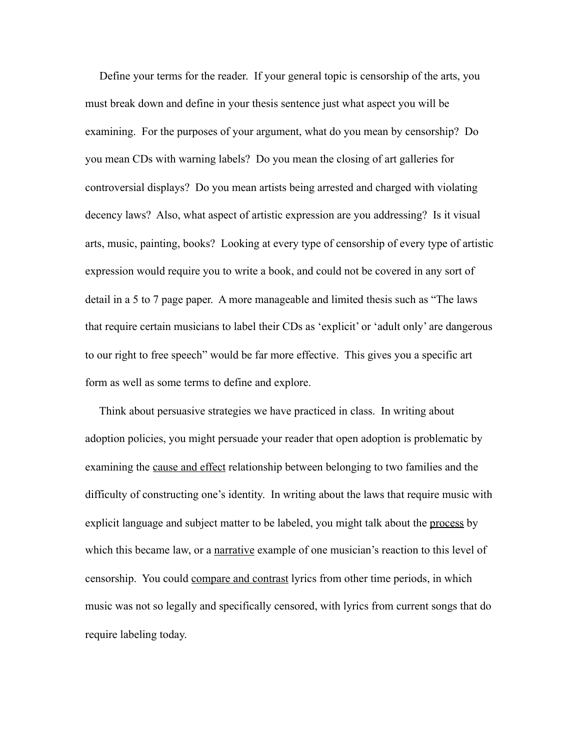Define your terms for the reader. If your general topic is censorship of the arts, you must break down and define in your thesis sentence just what aspect you will be examining. For the purposes of your argument, what do you mean by censorship? Do you mean CDs with warning labels? Do you mean the closing of art galleries for controversial displays? Do you mean artists being arrested and charged with violating decency laws? Also, what aspect of artistic expression are you addressing? Is it visual arts, music, painting, books? Looking at every type of censorship of every type of artistic expression would require you to write a book, and could not be covered in any sort of detail in a 5 to 7 page paper. A more manageable and limited thesis such as "The laws that require certain musicians to label their CDs as 'explicit' or 'adult only' are dangerous to our right to free speech" would be far more effective. This gives you a specific art form as well as some terms to define and explore.

Think about persuasive strategies we have practiced in class. In writing about adoption policies, you might persuade your reader that open adoption is problematic by examining the <u>cause and effect</u> relationship between belonging to two families and the difficulty of constructing one's identity. In writing about the laws that require music with explicit language and subject matter to be labeled, you might talk about the <u>process</u> by which this became law, or a <u>narrative</u> example of one musician's reaction to this level of censorship. You could <u>compare and contrast</u> lyrics from other time periods, in which music was not so legally and specifically censored, with lyrics from current songs that do require labeling today.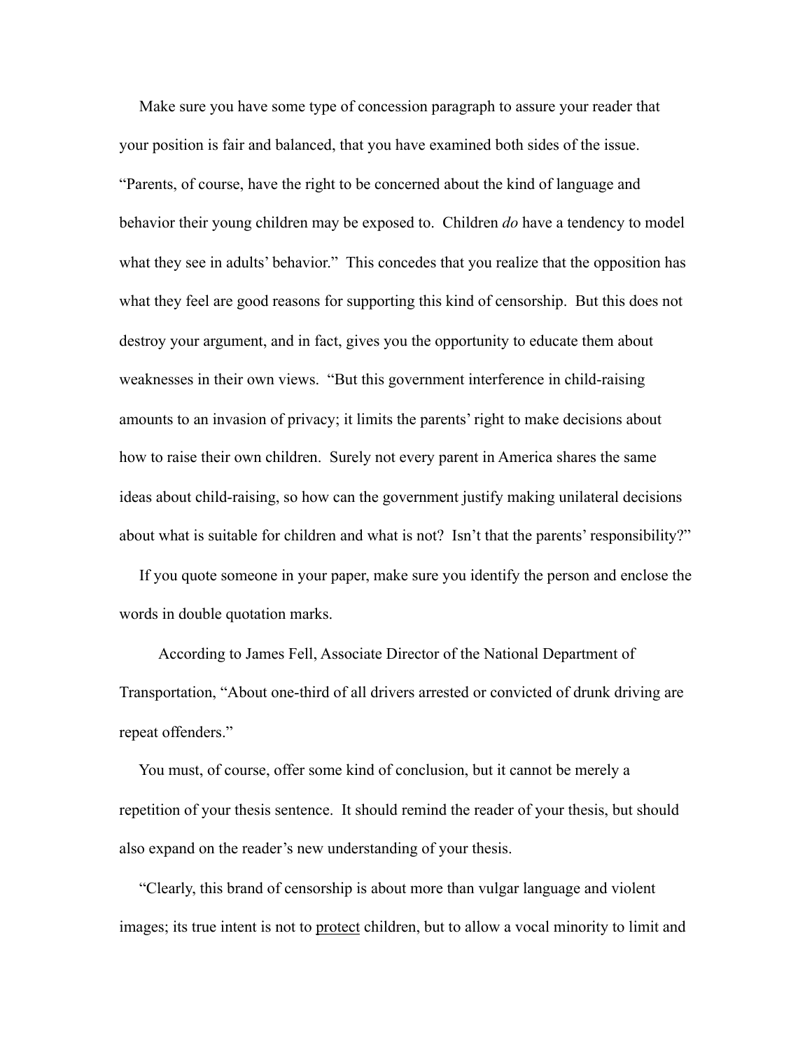Make sure you have some type of concession paragraph to assure your reader that your position is fair and balanced, that you have examined both sides of the issue. "Parents, of course, have the right to be concerned about the kind of language and behavior their young children may be exposed to. Children *do* have a tendency to model what they see in adults' behavior." This concedes that you realize that the opposition has what they feel are good reasons for supporting this kind of censorship. But this does not destroy your argument, and in fact, gives you the opportunity to educate them about weaknesses in their own views. "But this government interference in child-raising amounts to an invasion of privacy; it limits the parents' right to make decisions about how to raise their own children. Surely not every parent in America shares the same ideas about child-raising, so how can the government justify making unilateral decisions about what is suitable for children and what is not? Isn't that the parents' responsibility?"

If you quote someone in your paper, make sure you identify the person and enclose the words in double quotation marks.

According to James Fell, Associate Director of the National Department of Transportation, "About one-third of all drivers arrested or convicted of drunk driving are repeat offenders."

You must, of course, offer some kind of conclusion, but it cannot be merely a repetition of your thesis sentence. It should remind the reader of your thesis, but should also expand on the reader's new understanding of your thesis.

"Clearly, this brand of censorship is about more than vulgar language and violent images; its true intent is not to <u>protect</u> children, but to allow a vocal minority to limit and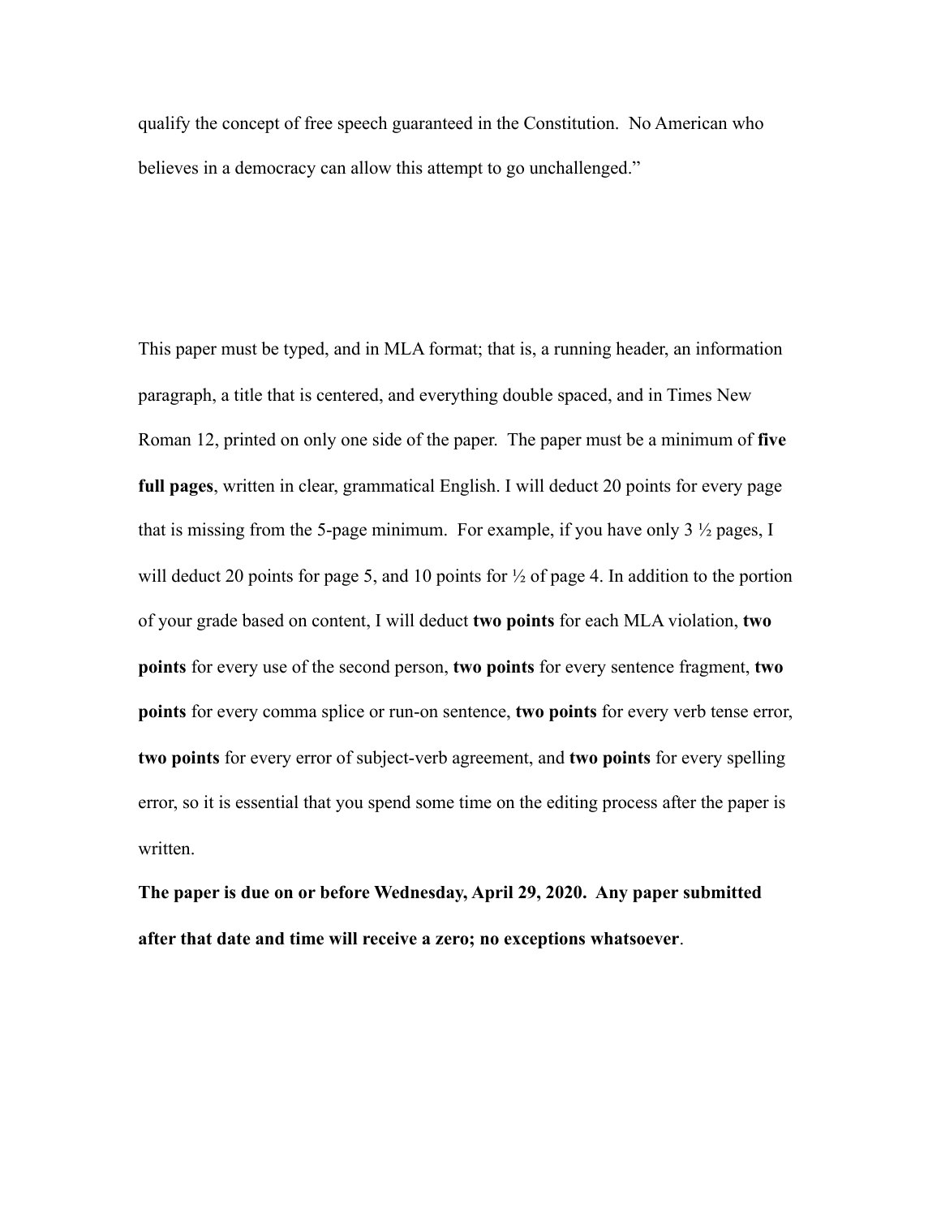qualify the concept of free speech guaranteed in the Constitution.  No American who believes in a democracy can allow this attempt to go unchallenged."

This paper must be typed, and in MLA format; that is, a running header, an information paragraph, a title that is centered, and everything double spaced, and in Times New Roman 12, printed on only one side of the paper.  The paper must be a minimum of **five full pages**, written in clear, grammatical English. I will deduct 20 points for every page that is missing from the 5-page minimum.  For example, if you have only 3 ½ pages, I will deduct 20 points for page 5, and 10 points for ½ of page 4. In addition to the portion of your grade based on content, I will deduct **two points** for each MLA violation, **two points** for every use of the second person, **two points** for every sentence fragment, **two points** for every comma splice or run-on sentence, **two points** for every verb tense error, **two points** for every error of subject-verb agreement, and **two points** for every spelling error, so it is essential that you spend some time on the editing process after the paper is written.

**The paper is due on or before Wednesday, April 29, 2020.  Any paper submitted after that date and time will receive a zero; no exceptions whatsoever**.